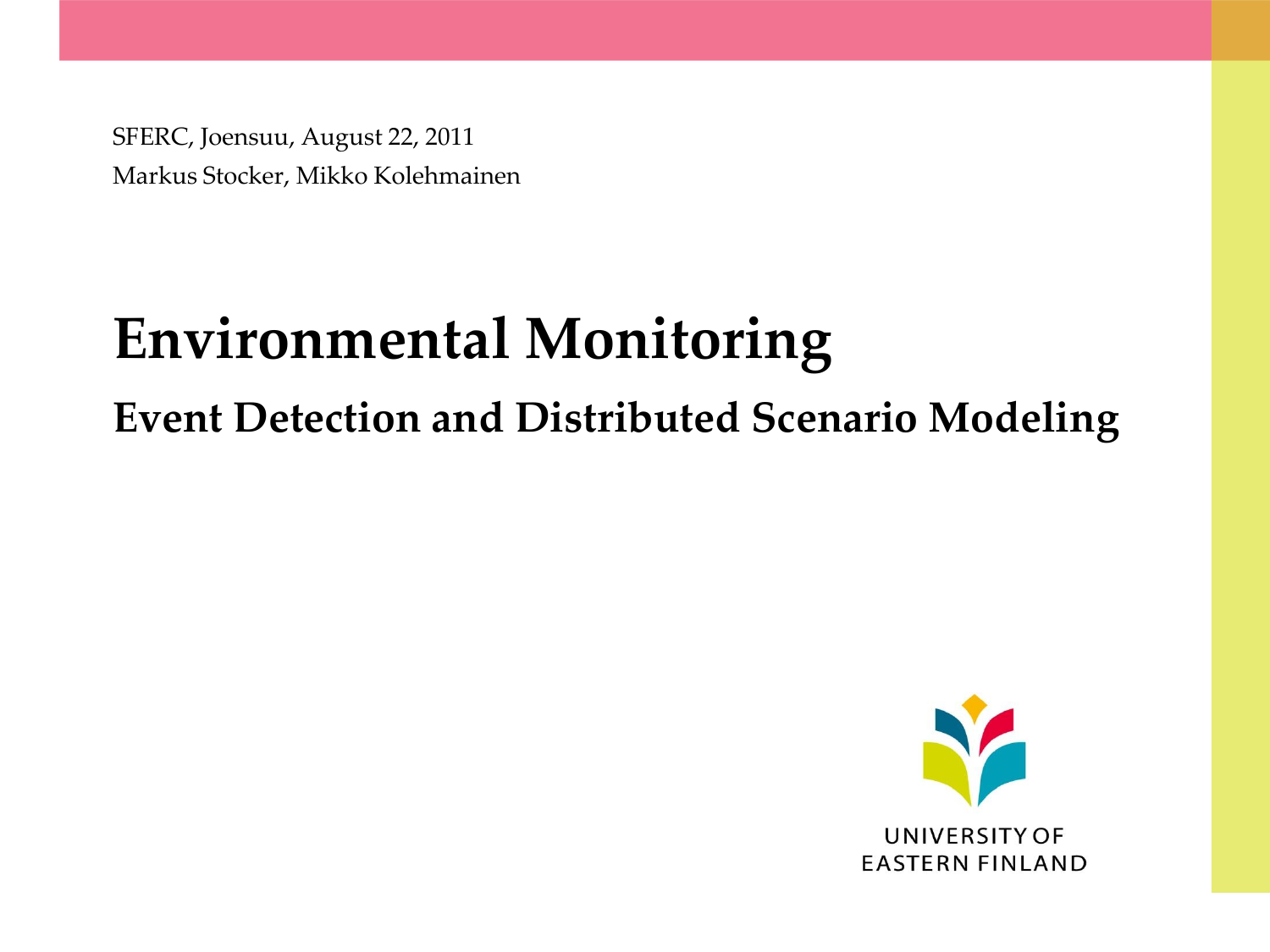SFERC, Joensuu, August 22, 2011

Markus Stocker, Mikko Kolehmainen

# Environmental Monitoring

## Event Detection and Distributed Scenario Modeling

UNIVERSITY OF EASTERN FINLAND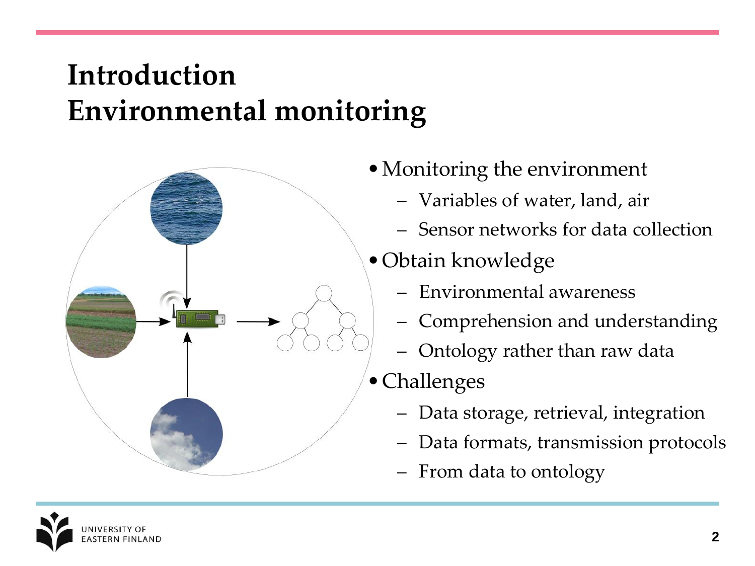# Introduction
# Environmental monitoring

- Monitoring the environment
  - Variables of water, land, air
  - Sensor networks for data collection
- Obtain knowledge
  - Environmental awareness
  - Comprehension and understanding
  - Ontology rather than raw data
- Challenges
  - Data storage, retrieval, integration
  - Data formats, transmission protocols
  - From data to ontology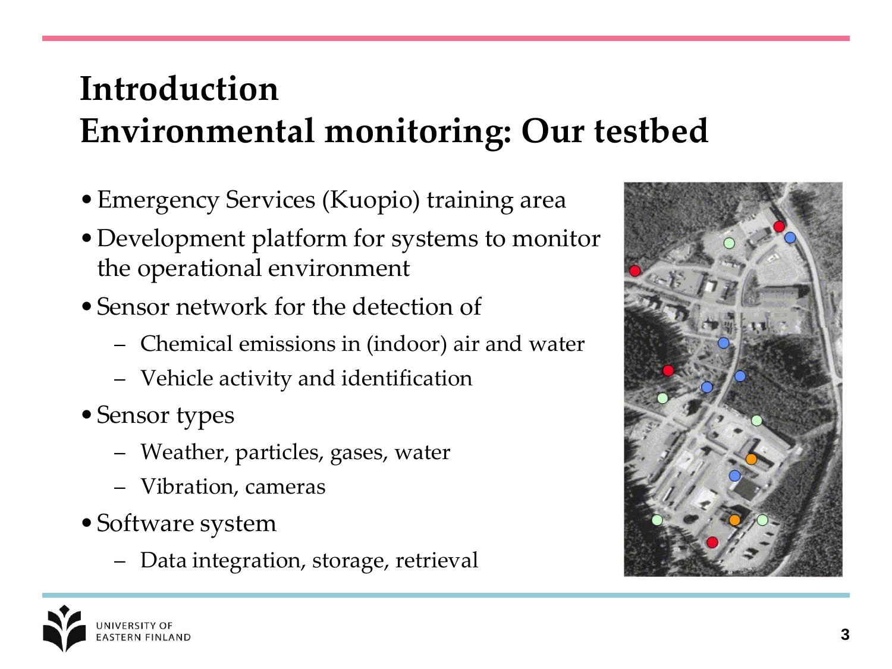# Introduction
# Environmental monitoring: Our testbed

- Emergency Services (Kuopio) training area
- Development platform for systems to monitor the operational environment
- Sensor network for the detection of
  - Chemical emissions in (indoor) air and water
  - Vehicle activity and identification
- Sensor types
  - Weather, particles, gases, water
  - Vibration, cameras
- Software system
  - Data integration, storage, retrieval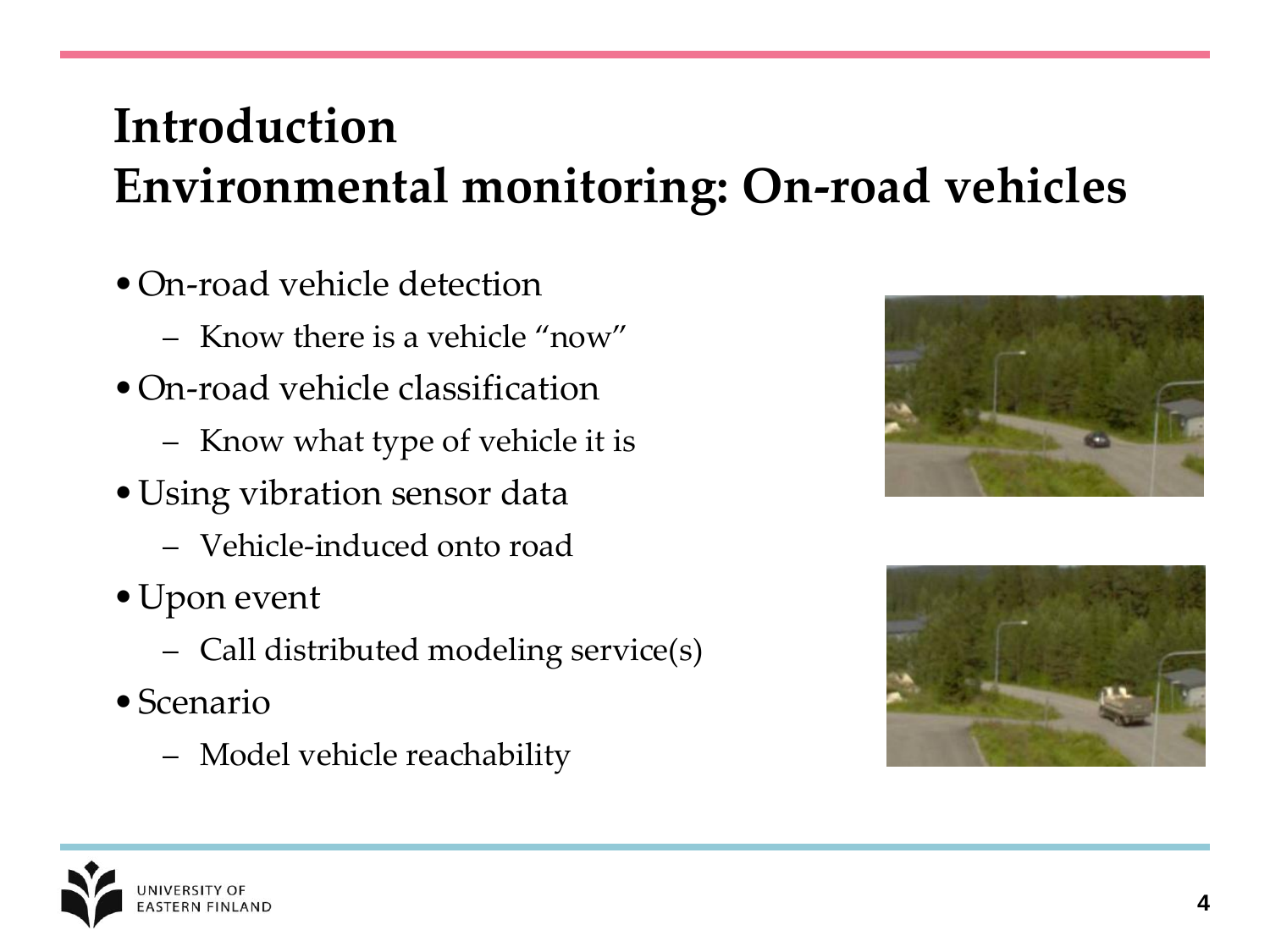# Introduction
# Environmental monitoring: On-road vehicles

- On-road vehicle detection
  - Know there is a vehicle "now"
- On-road vehicle classification
  - Know what type of vehicle it is
- Using vibration sensor data
  - Vehicle-induced onto road
- Upon event
  - Call distributed modeling service(s)
- Scenario
  - Model vehicle reachability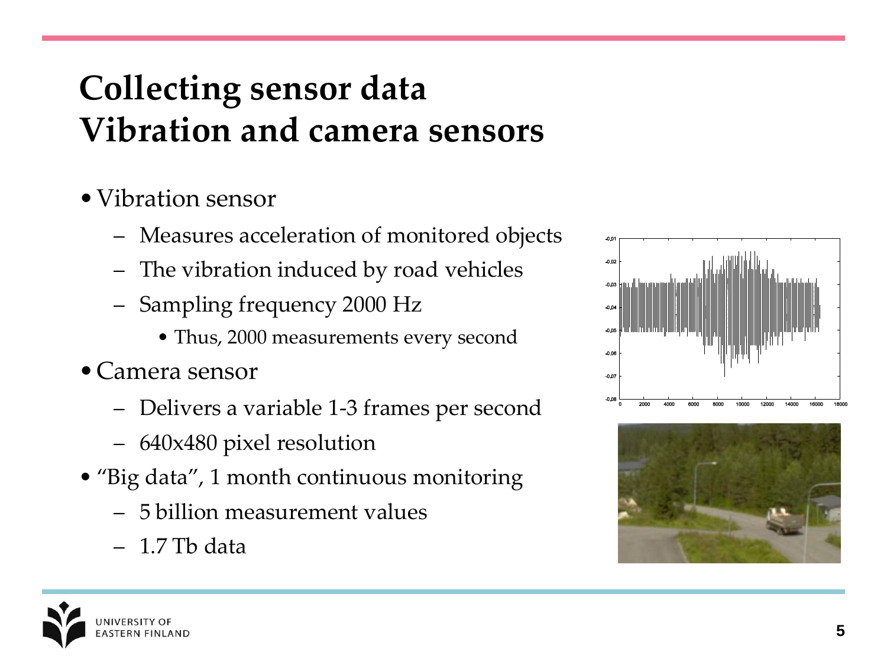# Collecting sensor data
# Vibration and camera sensors

- Vibration sensor
  - Measures acceleration of monitored objects
  - The vibration induced by road vehicles
  - Sampling frequency 2000 Hz
    - Thus, 2000 measurements every second
- Camera sensor
  - Delivers a variable 1-3 frames per second
  - 640x480 pixel resolution
- "Big data", 1 month continuous monitoring
  - 5 billion measurement values
  - 1.7 Tb data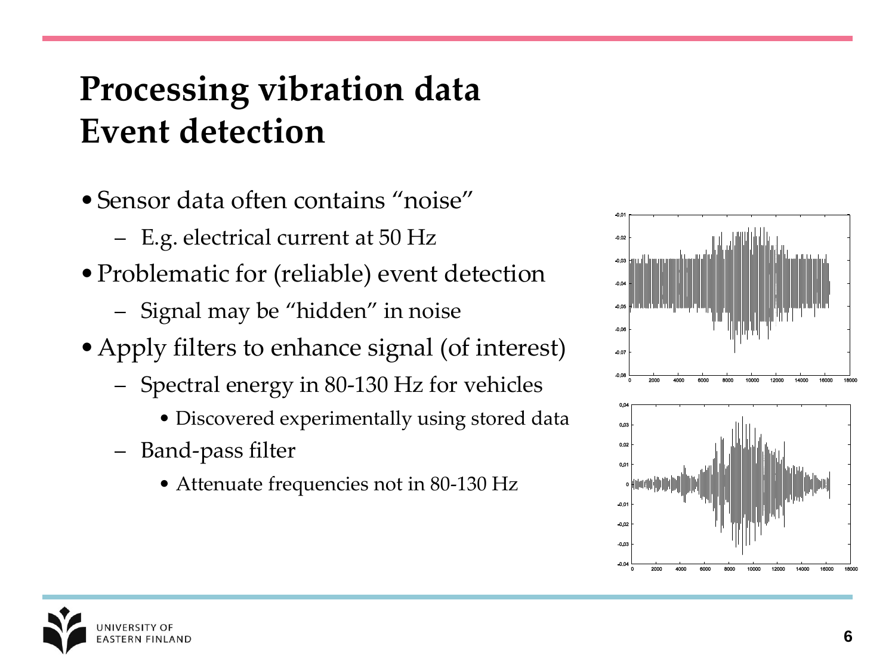# Processing vibration data
# Event detection

- Sensor data often contains "noise"
  - E.g. electrical current at 50 Hz
- Problematic for (reliable) event detection
  - Signal may be "hidden" in noise
- Apply filters to enhance signal (of interest)
  - Spectral energy in 80-130 Hz for vehicles
    - Discovered experimentally using stored data
  - Band-pass filter
    - Attenuate frequencies not in 80-130 Hz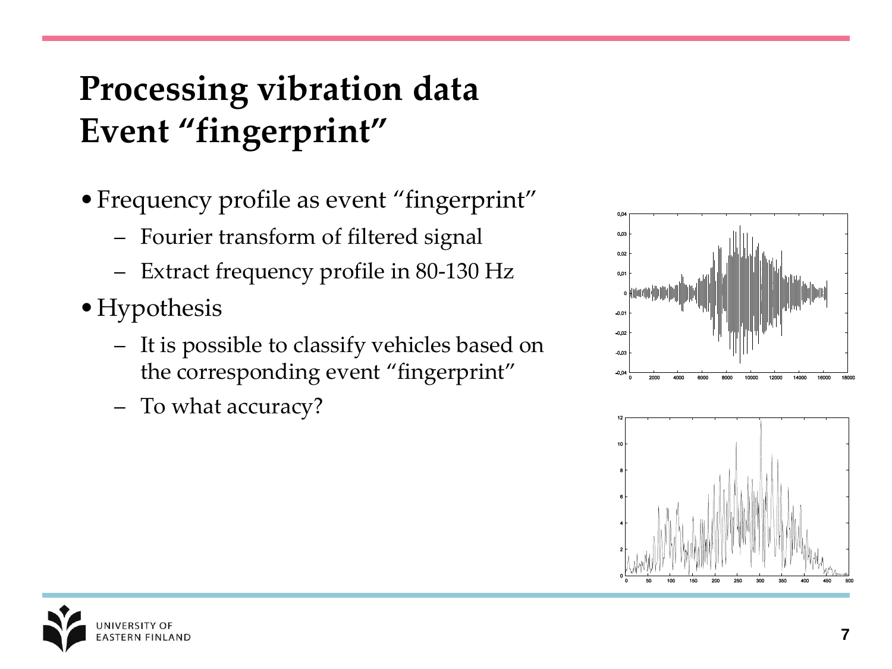# Processing vibration data
# Event "fingerprint"

- Frequency profile as event "fingerprint"
  - Fourier transform of filtered signal
  - Extract frequency profile in 80-130 Hz
- Hypothesis
  - It is possible to classify vehicles based on the corresponding event "fingerprint"
  - To what accuracy?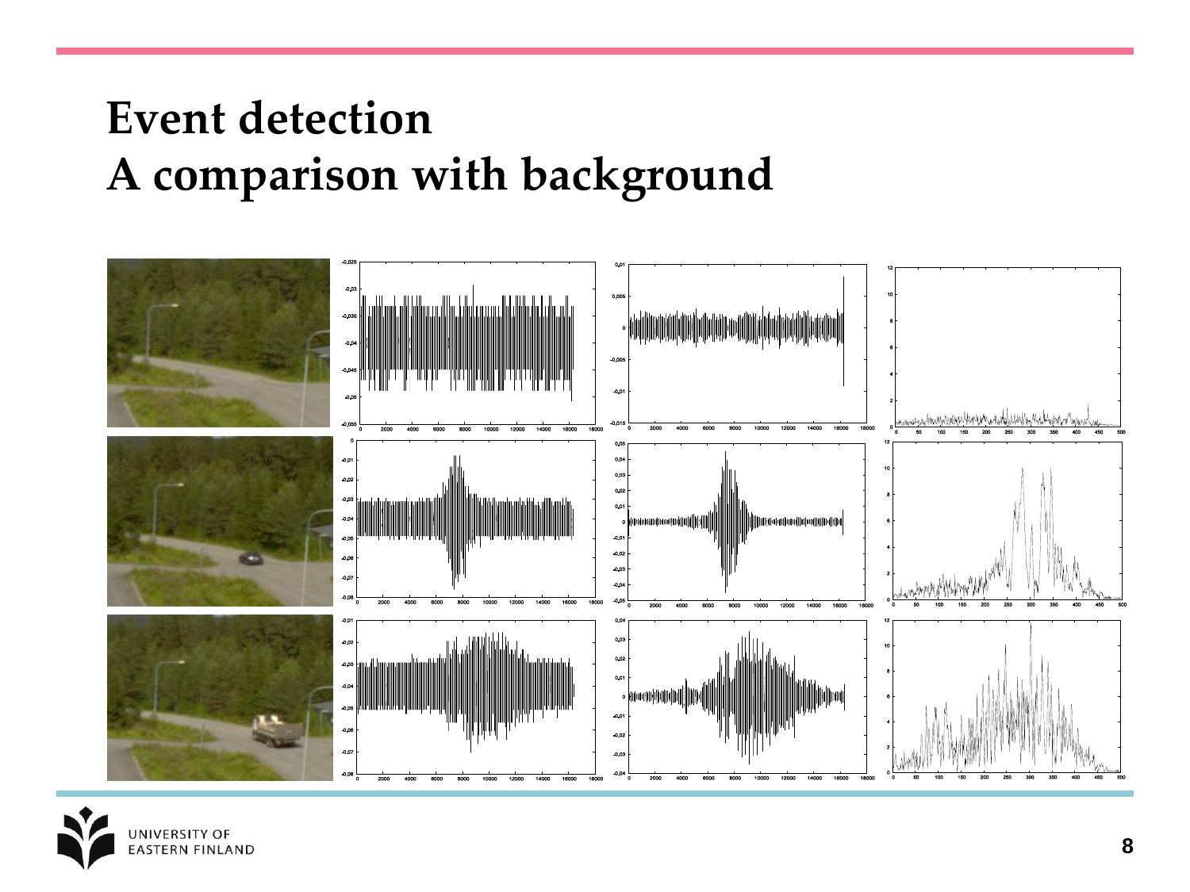# Event detection
# A comparison with background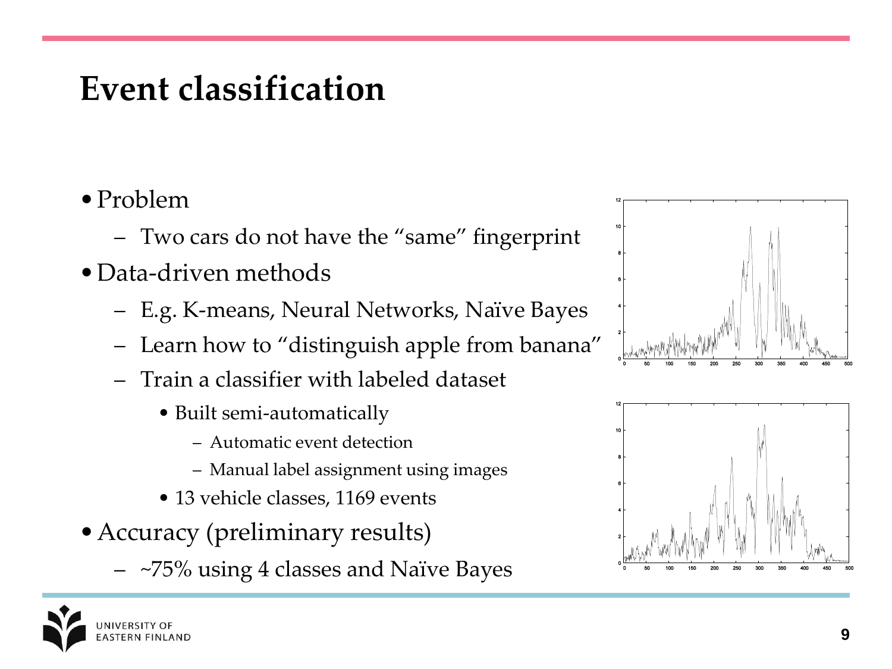# Event classification

- Problem
  - Two cars do not have the "same" fingerprint
- Data-driven methods
  - E.g. K-means, Neural Networks, Naïve Bayes
  - Learn how to "distinguish apple from banana"
  - Train a classifier with labeled dataset
    - Built semi-automatically
      - Automatic event detection
      - Manual label assignment using images
    - 13 vehicle classes, 1169 events
- Accuracy (preliminary results)
  - ~75% using 4 classes and Naïve Bayes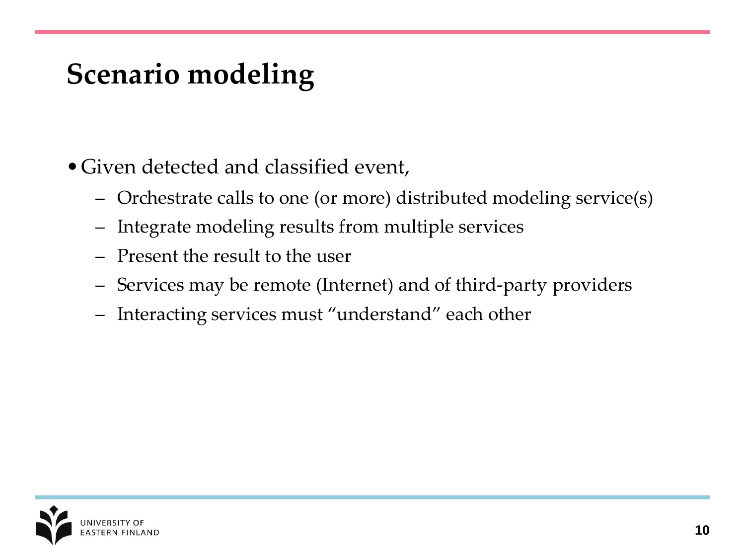# Scenario modeling

- Given detected and classified event,
  - Orchestrate calls to one (or more) distributed modeling service(s)
  - Integrate modeling results from multiple services
  - Present the result to the user
  - Services may be remote (Internet) and of third-party providers
  - Interacting services must “understand” each other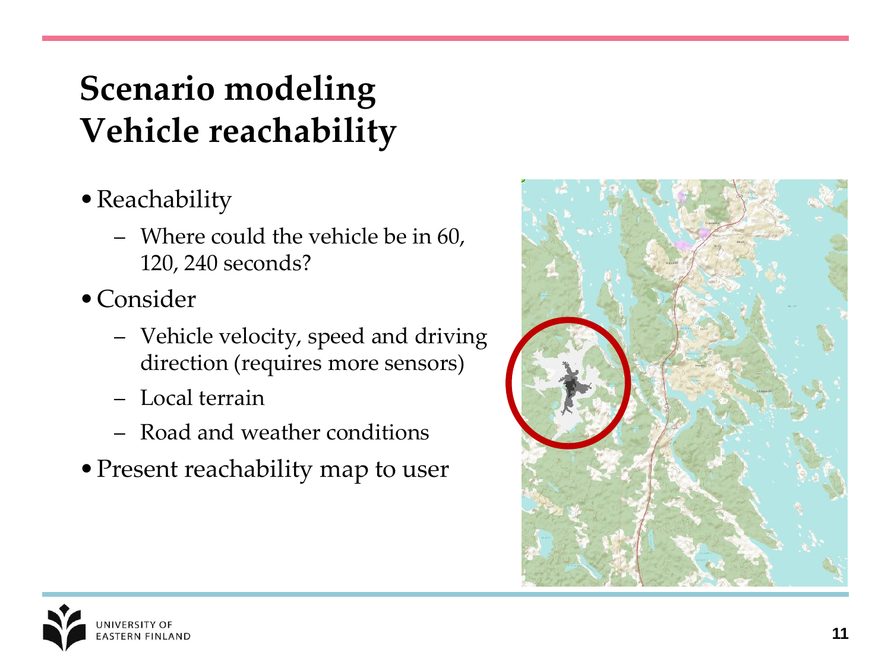# Scenario modeling
# Vehicle reachability

- Reachability
  - Where could the vehicle be in 60, 120, 240 seconds?
- Consider
  - Vehicle velocity, speed and driving direction (requires more sensors)
  - Local terrain
  - Road and weather conditions
- Present reachability map to user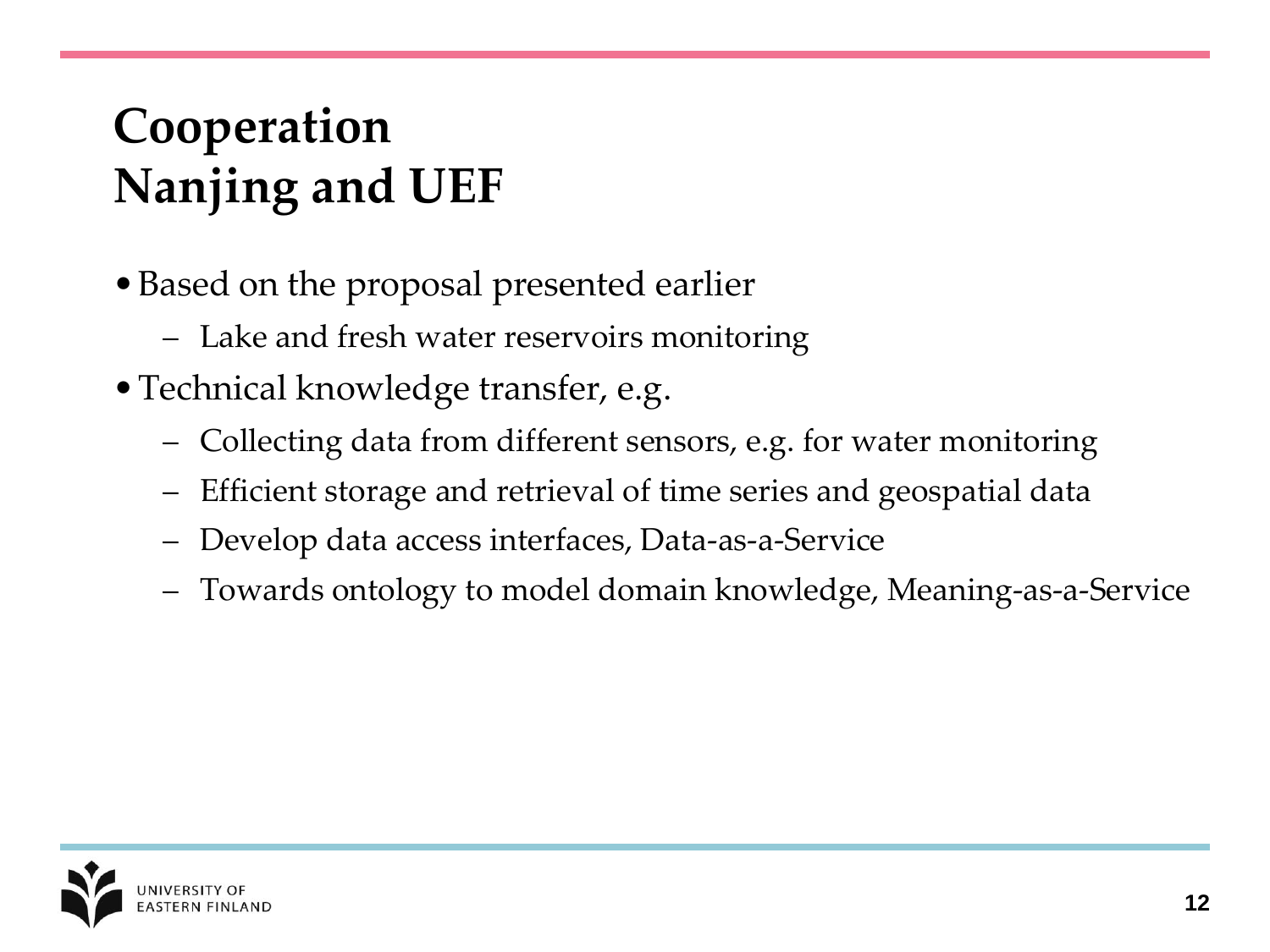# Cooperation
# Nanjing and UEF

- Based on the proposal presented earlier
  - Lake and fresh water reservoirs monitoring
- Technical knowledge transfer, e.g.
  - Collecting data from different sensors, e.g. for water monitoring
  - Efficient storage and retrieval of time series and geospatial data
  - Develop data access interfaces, Data-as-a-Service
  - Towards ontology to model domain knowledge, Meaning-as-a-Service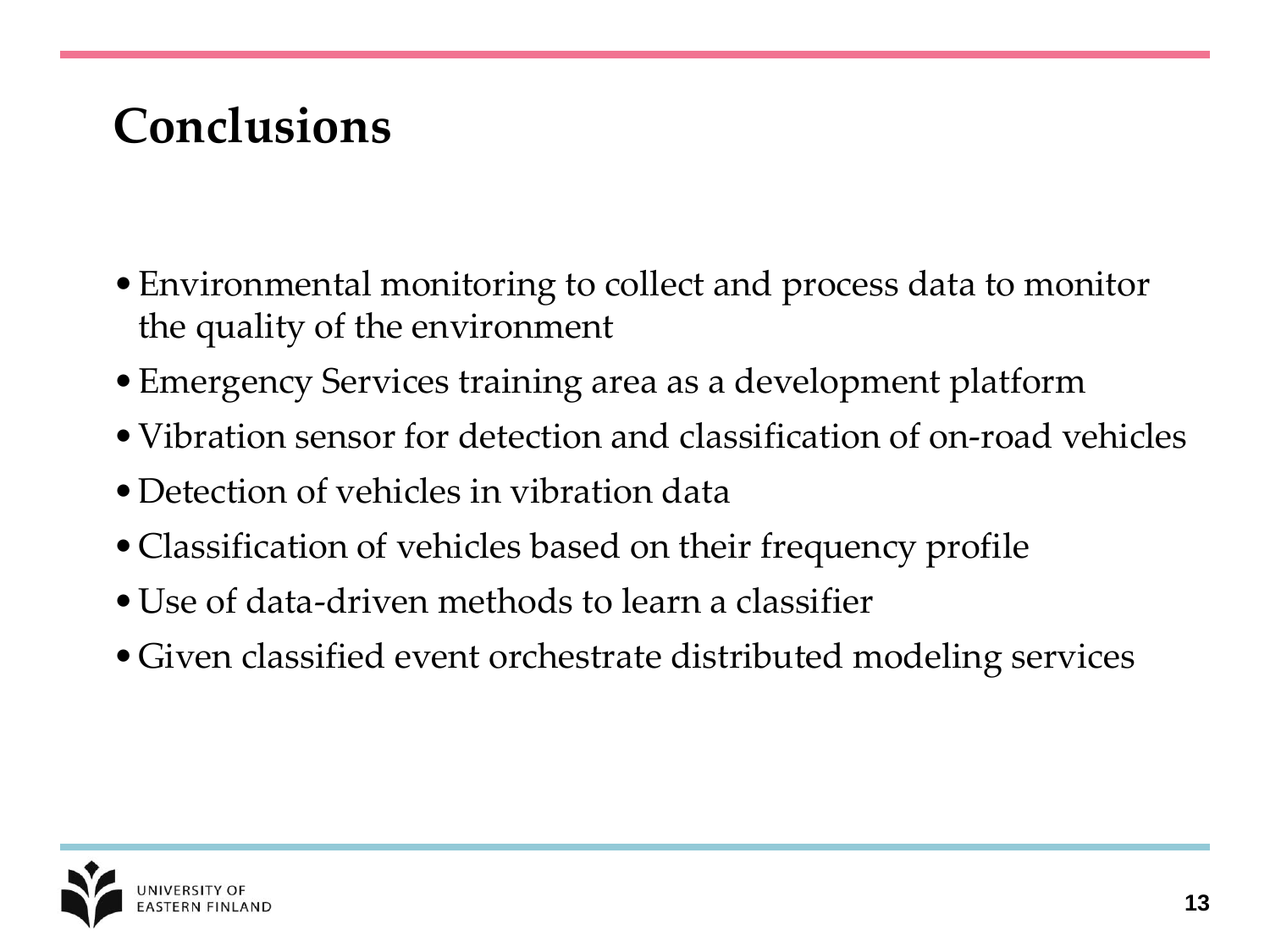# Conclusions

- Environmental monitoring to collect and process data to monitor the quality of the environment
- Emergency Services training area as a development platform
- Vibration sensor for detection and classification of on-road vehicles
- Detection of vehicles in vibration data
- Classification of vehicles based on their frequency profile
- Use of data-driven methods to learn a classifier
- Given classified event orchestrate distributed modeling services